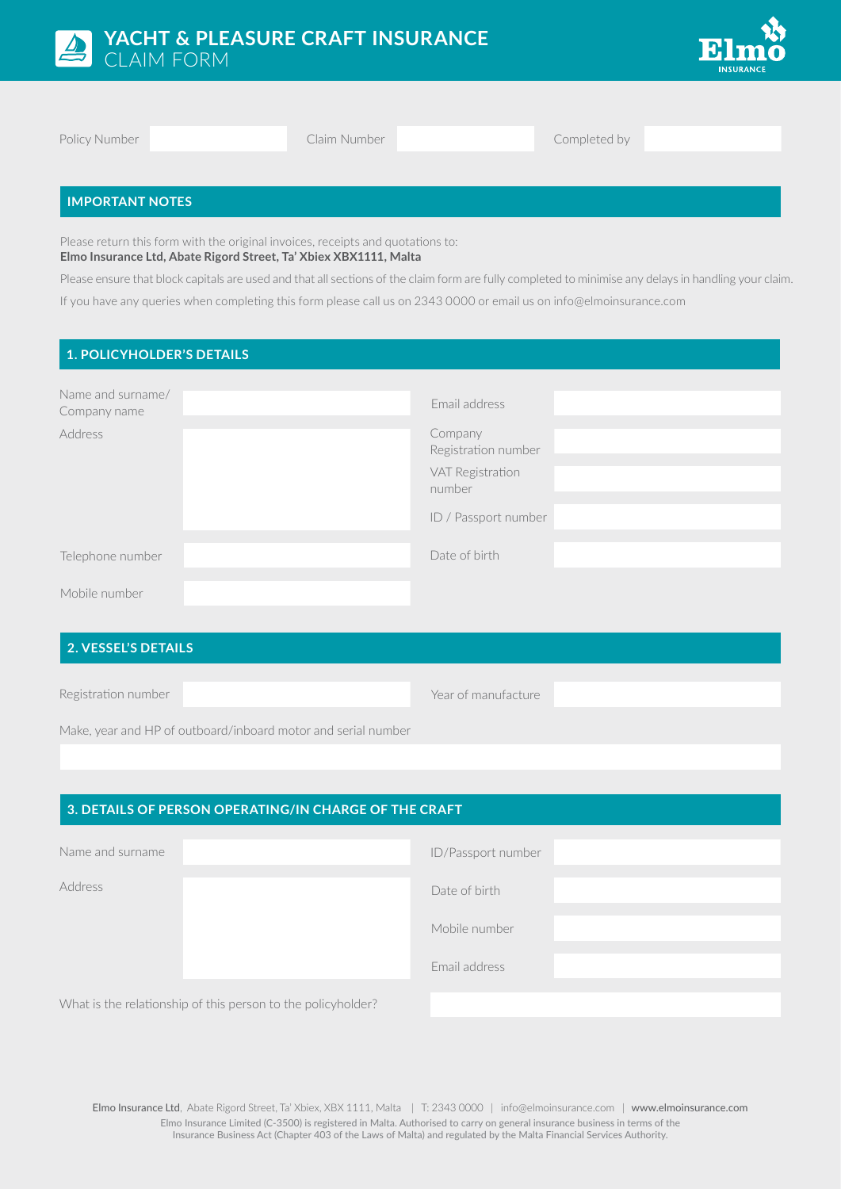# YACHT & PLEASURE CRAFT INSURANCE
## CLAIM FORM

Elmo INSURANCE

| Policy Number | | Claim Number | | Completed by | |
|---|---|---|---|---|---|

## IMPORTANT NOTES

Please return this form with the original invoices, receipts and quotations to:
**Elmo Insurance Ltd, Abate Rigord Street, Ta' Xbiex XBX1111, Malta**

Please ensure that block capitals are used and that all sections of the claim form are fully completed to minimise any delays in handling your claim.

If you have any queries when completing this form please call us on 2343 0000 or email us on info@elmoinsurance.com

## 1. POLICYHOLDER'S DETAILS

| | | | |
|---|---|---|---|
| Name and surname/ Company name | | Email address | |
| Address | | Company Registration number | |
| | | VAT Registration number | |
| | | ID / Passport number | |
| Telephone number | | Date of birth | |
| Mobile number | | | |

## 2. VESSEL'S DETAILS

| | | | |
|---|---|---|---|
| Registration number | | Year of manufacture | |

Make, year and HP of outboard/inboard motor and serial number

## 3. DETAILS OF PERSON OPERATING/IN CHARGE OF THE CRAFT

| | | | |
|---|---|---|---|
| Name and surname | | ID/Passport number | |
| Address | | Date of birth | |
| | | Mobile number | |
| | | Email address | |

What is the relationship of this person to the policyholder?

Elmo Insurance Ltd, Abate Rigord Street, Ta' Xbiex, XBX 1111, Malta | T: 2343 0000 | info@elmoinsurance.com | www.elmoinsurance.com

Elmo Insurance Limited (C-3500) is registered in Malta. Authorised to carry on general insurance business in terms of the Insurance Business Act (Chapter 403 of the Laws of Malta) and regulated by the Malta Financial Services Authority.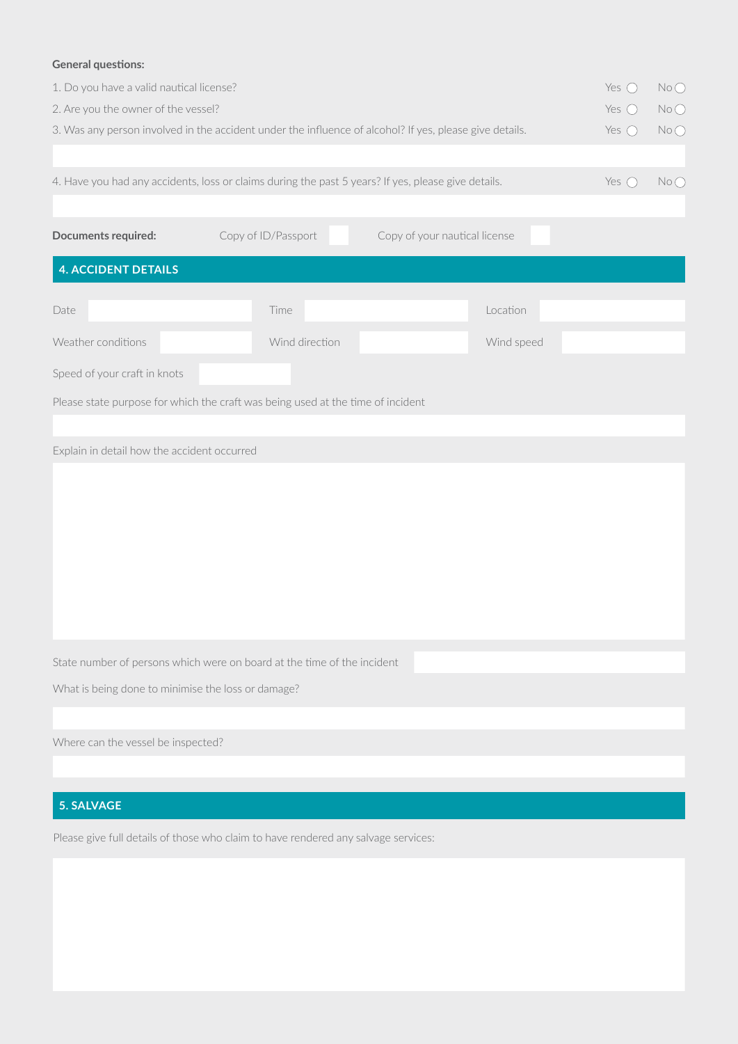**General questions:**

1. Do you have a valid nautical license? Yes ○ No ○
2. Are you the owner of the vessel? Yes ○ No ○
3. Was any person involved in the accident under the influence of alcohol? If yes, please give details. Yes ○ No ○
4. Have you had any accidents, loss or claims during the past 5 years? If yes, please give details. Yes ○ No ○

**Documents required:** Copy of ID/Passport ☐ Copy of your nautical license ☐

## 4. ACCIDENT DETAILS

Date | Time | Location

Weather conditions | Wind direction | Wind speed

Speed of your craft in knots

Please state purpose for which the craft was being used at the time of incident

Explain in detail how the accident occurred

State number of persons which were on board at the time of the incident

What is being done to minimise the loss or damage?

Where can the vessel be inspected?

## 5. SALVAGE

Please give full details of those who claim to have rendered any salvage services: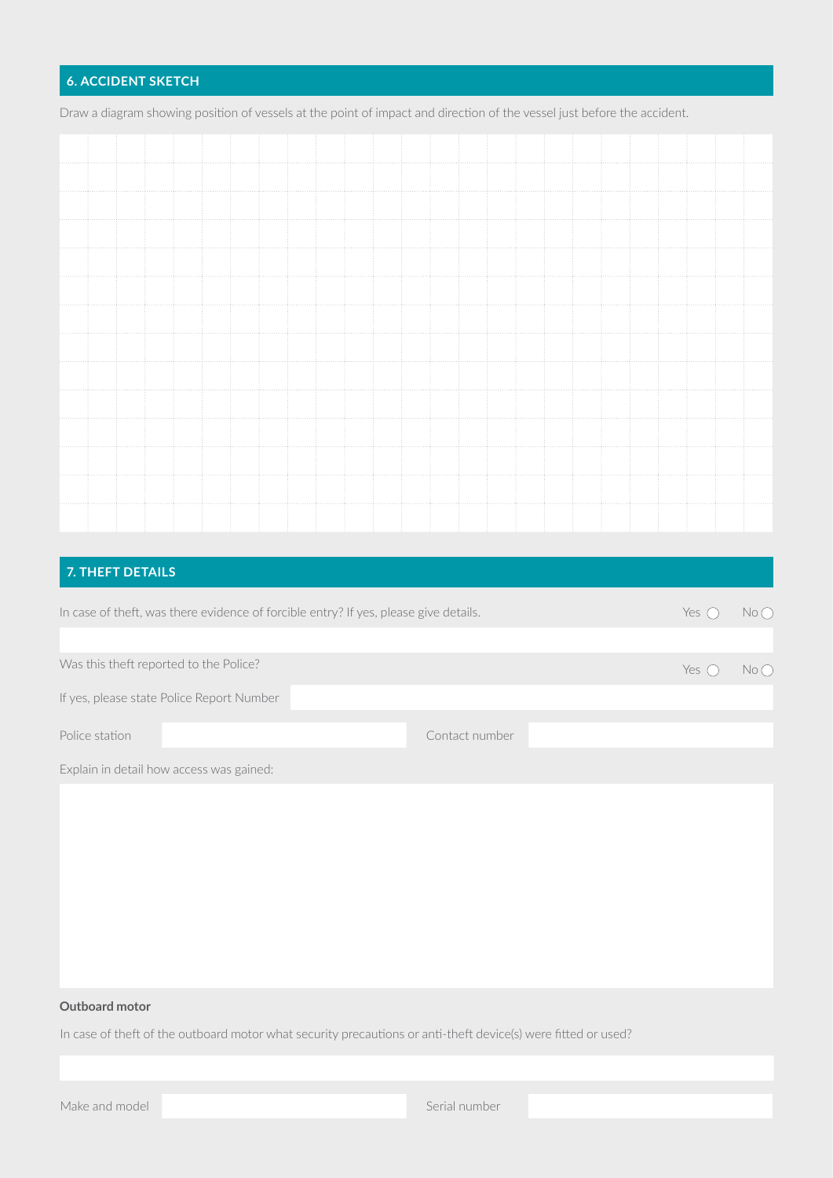## 6. ACCIDENT SKETCH

Draw a diagram showing position of vessels at the point of impact and direction of the vessel just before the accident.

## 7. THEFT DETAILS

In case of theft, was there evidence of forcible entry? If yes, please give details. Yes ◯ No ◯

Was this theft reported to the Police? Yes ◯ No ◯

If yes, please state Police Report Number

Police station | Contact number

Explain in detail how access was gained:

**Outboard motor**

In case of theft of the outboard motor what security precautions or anti-theft device(s) were fitted or used?

Make and model | Serial number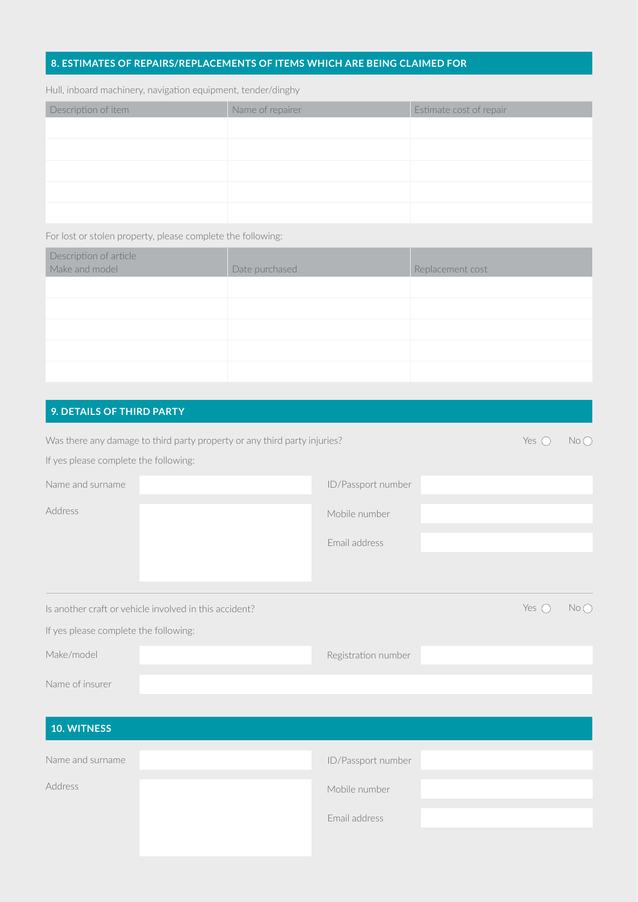## 8. ESTIMATES OF REPAIRS/REPLACEMENTS OF ITEMS WHICH ARE BEING CLAIMED FOR

Hull, inboard machinery, navigation equipment, tender/dinghy

| Description of item | Name of repairer | Estimate cost of repair |
|---|---|---|
| | | |
| | | |
| | | |
| | | |
| | | |

For lost or stolen property, please complete the following:

| Description of article Make and model | Date purchased | Replacement cost |
|---|---|---|
| | | |
| | | |
| | | |
| | | |
| | | |

## 9. DETAILS OF THIRD PARTY

Was there any damage to third party property or any third party injuries? Yes ◯ No ◯

If yes please complete the following:

| | | | |
|---|---|---|---|
| Name and surname | | ID/Passport number | |
| Address | | Mobile number | |
| | | Email address | |

Is another craft or vehicle involved in this accident? Yes ◯ No ◯

If yes please complete the following:

| | | | |
|---|---|---|---|
| Make/model | | Registration number | |
| Name of insurer | | | |

## 10. WITNESS

| | | | |
|---|---|---|---|
| Name and surname | | ID/Passport number | |
| Address | | Mobile number | |
| | | Email address | |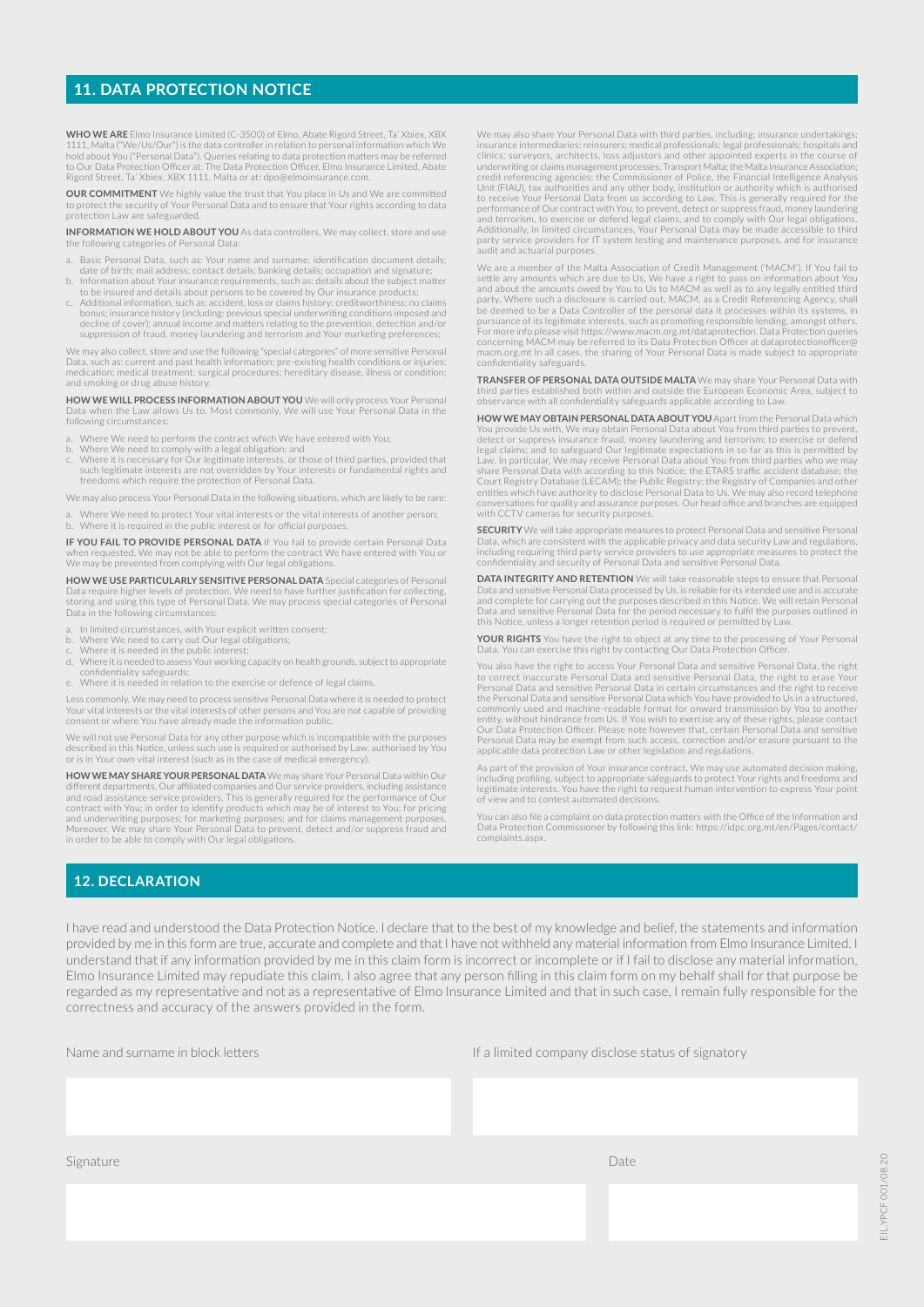## 11. DATA PROTECTION NOTICE

**WHO WE ARE** Elmo Insurance Limited (C-3500) of Elmo, Abate Rigord Street, Ta' Xbiex, XBX 1111, Malta ("We/Us/Our") is the data controller in relation to personal information which We hold about You ("Personal Data"). Queries relating to data protection matters may be referred to Our Data Protection Officer at: The Data Protection Officer, Elmo Insurance Limited, Abate Rigord Street, Ta' Xbiex, XBX 1111, Malta or at: dpo@elmoinsurance.com.

**OUR COMMITMENT** We highly value the trust that You place in Us and We are committed to protect the security of Your Personal Data and to ensure that Your rights according to data protection Law are safeguarded.

**INFORMATION WE HOLD ABOUT YOU** As data controllers, We may collect, store and use the following categories of Personal Data:

a. Basic Personal Data, such as: Your name and surname; identification document details; date of birth; mail address; contact details; banking details; occupation and signature;
b. Information about Your insurance requirements, such as: details about the subject matter to be insured and details about persons to be covered by Our insurance products;
c. Additional information, such as: accident, loss or claims history; creditworthiness; no claims bonus; insurance history (including: previous special underwriting conditions imposed and decline of cover); annual income and matters relating to the prevention, detection and/or suppression of fraud, money laundering and terrorism and Your marketing preferences;

We may also collect, store and use the following "special categories" of more sensitive Personal Data, such as: current and past health information; pre-existing health conditions or injuries; medication; medical treatment; surgical procedures; hereditary disease, illness or condition; and smoking or drug abuse history.

**HOW WE WILL PROCESS INFORMATION ABOUT YOU** We will only process Your Personal Data when the Law allows Us to. Most commonly, We will use Your Personal Data in the following circumstances:

a. Where We need to perform the contract which We have entered with You;
b. Where We need to comply with a legal obligation; and
c. Where it is necessary for Our legitimate interests, or those of third parties, provided that such legitimate interests are not overridden by Your interests or fundamental rights and freedoms which require the protection of Personal Data.

We may also process Your Personal Data in the following situations, which are likely to be rare:

a. Where We need to protect Your vital interests or the vital interests of another person;
b. Where it is required in the public interest or for official purposes.

**IF YOU FAIL TO PROVIDE PERSONAL DATA** If You fail to provide certain Personal Data when requested, We may not be able to perform the contract We have entered with You or We may be prevented from complying with Our legal obligations.

**HOW WE USE PARTICULARLY SENSITIVE PERSONAL DATA** Special categories of Personal Data require higher levels of protection. We need to have further justification for collecting, storing and using this type of Personal Data. We may process special categories of Personal Data in the following circumstances:

a. In limited circumstances, with Your explicit written consent;
b. Where We need to carry out Our legal obligations;
c. Where it is needed in the public interest;
d. Where it is needed to assess Your working capacity on health grounds, subject to appropriate confidentiality safeguards;
e. Where it is needed in relation to the exercise or defence of legal claims.

Less commonly, We may need to process sensitive Personal Data where it is needed to protect Your vital interests or the vital interests of other persons and You are not capable of providing consent or where You have already made the information public.

We will not use Personal Data for any other purpose which is incompatible with the purposes described in this Notice, unless such use is required or authorised by Law, authorised by You or is in Your own vital interest (such as in the case of medical emergency).

**HOW WE MAY SHARE YOUR PERSONAL DATA** We may share Your Personal Data within Our different departments, Our affiliated companies and Our service providers, including assistance and road assistance service providers. This is generally required for the performance of Our contract with You; in order to identify products which may be of interest to You; for pricing and underwriting purposes; for marketing purposes; and for claims management purposes. Moreover, We may share Your Personal Data to prevent, detect and/or suppress fraud and in order to be able to comply with Our legal obligations.

We may also share Your Personal Data with third parties, including: insurance undertakings; insurance intermediaries; reinsurers; medical professionals; legal professionals; hospitals and clinics; surveyors, architects, loss adjustors and other appointed experts in the course of underwriting or claims management processes; Transport Malta; the Malta Insurance Association; credit referencing agencies; the Commissioner of Police, the Financial Intelligence Analysis Unit (FIAU), tax authorities and any other body, institution or authority which is authorised to receive Your Personal Data from us according to Law. This is generally required for the performance of Our contract with You, to prevent, detect or suppress fraud, money laundering and terrorism, to exercise or defend legal claims, and to comply with Our legal obligations. Additionally, in limited circumstances, Your Personal Data may be made accessible to third party service providers for IT system testing and maintenance purposes, and for insurance audit and actuarial purposes.

We are a member of the Malta Association of Credit Management ('MACM'). If You fail to settle any amounts which are due to Us, We have a right to pass on information about You and about the amounts owed by You to Us to MACM as well as to any legally entitled third party. Where such a disclosure is carried out, MACM, as a Credit Referencing Agency, shall be deemed to be a Data Controller of the personal data it processes within its systems, in pursuance of its legitimate interests, such as promoting responsible lending, amongst others. For more info please visit https://www.macm.org.mt/dataprotection. Data Protection queries concerning MACM may be referred to its Data Protection Officer at dataprotectionofficer@macm.org.mt In all cases, the sharing of Your Personal Data is made subject to appropriate confidentiality safeguards.

**TRANSFER OF PERSONAL DATA OUTSIDE MALTA** We may share Your Personal Data with third parties established both within and outside the European Economic Area, subject to observance with all confidentiality safeguards applicable according to Law.

**HOW WE MAY OBTAIN PERSONAL DATA ABOUT YOU** Apart from the Personal Data which You provide Us with, We may obtain Personal Data about You from third parties to prevent, detect or suppress insurance fraud, money laundering and terrorism; to exercise or defend legal claims; and to safeguard Our legitimate expectations in so far as this is permitted by Law. In particular, We may receive Personal Data about You from third parties who we may share Personal Data with according to this Notice; the ETARS traffic accident database; the Court Registry Database (LECAM); the Public Registry; the Registry of Companies and other entities which have authority to disclose Personal Data to Us. We may also record telephone conversations for quality and assurance purposes. Our head office and branches are equipped with CCTV cameras for security purposes.

**SECURITY** We will take appropriate measures to protect Personal Data and sensitive Personal Data, which are consistent with the applicable privacy and data security Law and regulations, including requiring third party service providers to use appropriate measures to protect the confidentiality and security of Personal Data and sensitive Personal Data.

**DATA INTEGRITY AND RETENTION** We will take reasonable steps to ensure that Personal Data and sensitive Personal Data processed by Us, is reliable for its intended use and is accurate and complete for carrying out the purposes described in this Notice. We will retain Personal Data and sensitive Personal Data for the period necessary to fulfil the purposes outlined in this Notice, unless a longer retention period is required or permitted by Law.

**YOUR RIGHTS** You have the right to object at any time to the processing of Your Personal Data. You can exercise this right by contacting Our Data Protection Officer.

You also have the right to access Your Personal Data and sensitive Personal Data, the right to correct inaccurate Personal Data and sensitive Personal Data, the right to erase Your Personal Data and sensitive Personal Data in certain circumstances and the right to receive the Personal Data and sensitive Personal Data which You have provided to Us in a structured, commonly used and machine-readable format for onward transmission by You to another entity, without hindrance from Us. If You wish to exercise any of these rights, please contact Our Data Protection Officer. Please note however that, certain Personal Data and sensitive Personal Data may be exempt from such access, correction and/or erasure pursuant to the applicable data protection Law or other legislation and regulations.

As part of the provision of Your insurance contract, We may use automated decision making, including profiling, subject to appropriate safeguards to protect Your rights and freedoms and legitimate interests. You have the right to request human intervention to express Your point of view and to contest automated decisions.

You can also file a complaint on data protection matters with the Office of the Information and Data Protection Commissioner by following this link: https://idpc.org.mt/en/Pages/contact/complaints.aspx.

## 12. DECLARATION

I have read and understood the Data Protection Notice. I declare that to the best of my knowledge and belief, the statements and information provided by me in this form are true, accurate and complete and that I have not withheld any material information from Elmo Insurance Limited. I understand that if any information provided by me in this claim form is incorrect or incomplete or if I fail to disclose any material information, Elmo Insurance Limited may repudiate this claim. I also agree that any person filling in this claim form on my behalf shall for that purpose be regarded as my representative and not as a representative of Elmo Insurance Limited and that in such case, I remain fully responsible for the correctness and accuracy of the answers provided in the form.

Name and surname in block letters

If a limited company disclose status of signatory

Signature

Date

EIL.YPCF 001/08.20